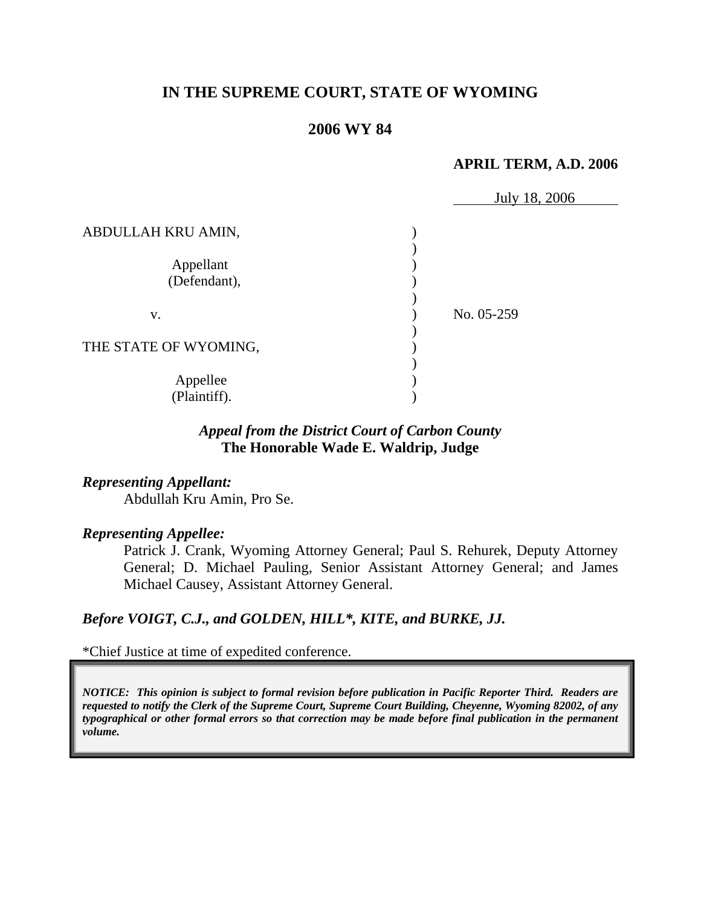**IN THE SUPREME COURT, STATE OF WYOMING**

**2006 WY 84**

**APRIL TERM, A.D. 2006**

July 18, 2006

| | | |
|---|---|---|
| ABDULLAH KRU AMIN,<br><br>Appellant<br>(Defendant),<br><br>v.<br><br>THE STATE OF WYOMING,<br><br>Appellee<br>(Plaintiff). | ) | No. 05-259 |

***Appeal from the District Court of Carbon County***
**The Honorable Wade E. Waldrip, Judge**

***Representing Appellant:***

Abdullah Kru Amin, Pro Se.

***Representing Appellee:***

Patrick J. Crank, Wyoming Attorney General; Paul S. Rehurek, Deputy Attorney General; D. Michael Pauling, Senior Assistant Attorney General; and James Michael Causey, Assistant Attorney General.

***Before VOIGT, C.J., and GOLDEN, HILL\*, KITE, and BURKE, JJ.***

\*Chief Justice at time of expedited conference.

***NOTICE: This opinion is subject to formal revision before publication in Pacific Reporter Third. Readers are requested to notify the Clerk of the Supreme Court, Supreme Court Building, Cheyenne, Wyoming 82002, of any typographical or other formal errors so that correction may be made before final publication in the permanent volume.***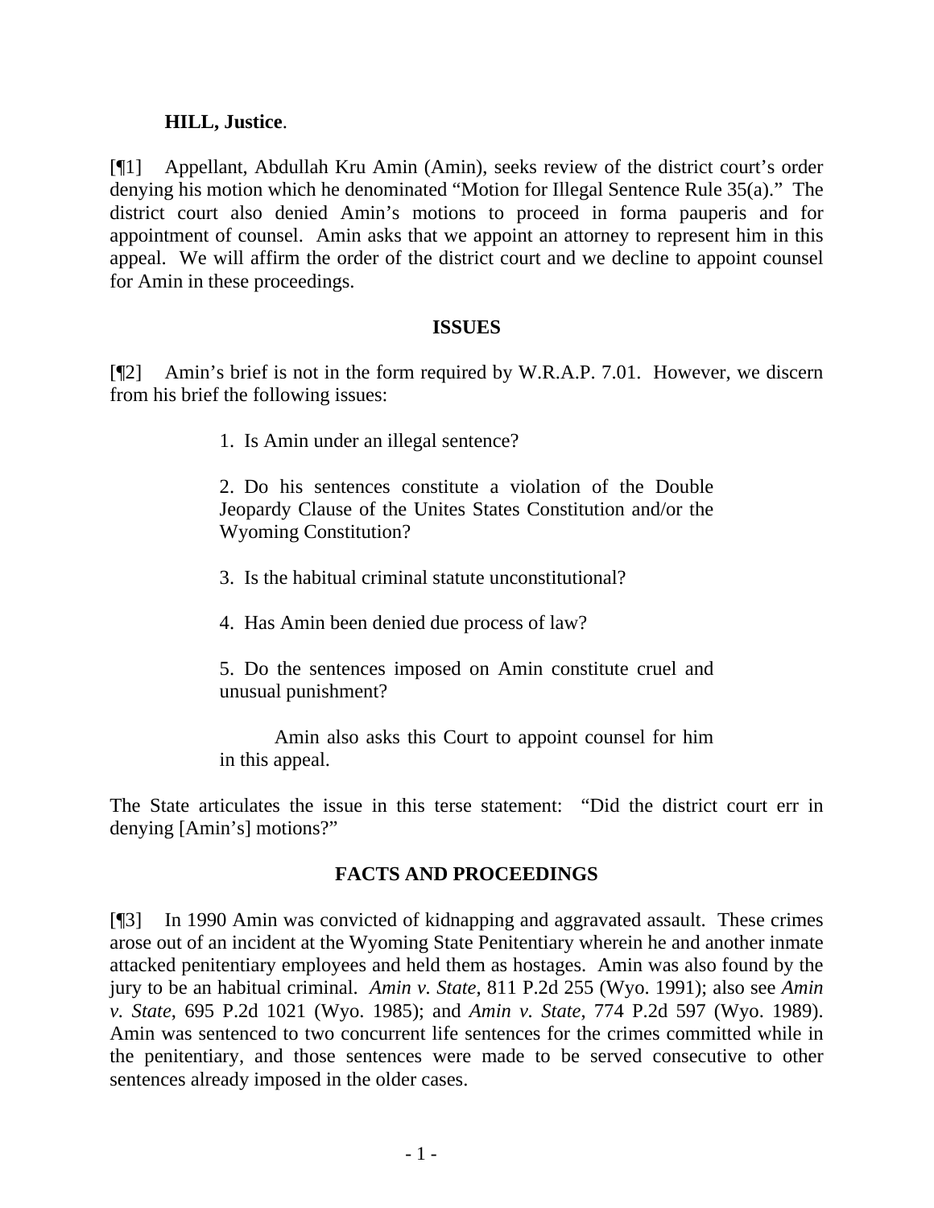**HILL, Justice**.

[¶1] Appellant, Abdullah Kru Amin (Amin), seeks review of the district court's order denying his motion which he denominated "Motion for Illegal Sentence Rule 35(a)." The district court also denied Amin's motions to proceed in forma pauperis and for appointment of counsel. Amin asks that we appoint an attorney to represent him in this appeal. We will affirm the order of the district court and we decline to appoint counsel for Amin in these proceedings.

## ISSUES

[¶2] Amin's brief is not in the form required by W.R.A.P. 7.01. However, we discern from his brief the following issues:

> 1. Is Amin under an illegal sentence?
>
> 2. Do his sentences constitute a violation of the Double Jeopardy Clause of the Unites States Constitution and/or the Wyoming Constitution?
>
> 3. Is the habitual criminal statute unconstitutional?
>
> 4. Has Amin been denied due process of law?
>
> 5. Do the sentences imposed on Amin constitute cruel and unusual punishment?
>
> Amin also asks this Court to appoint counsel for him in this appeal.

The State articulates the issue in this terse statement: "Did the district court err in denying [Amin's] motions?"

## FACTS AND PROCEEDINGS

[¶3] In 1990 Amin was convicted of kidnapping and aggravated assault. These crimes arose out of an incident at the Wyoming State Penitentiary wherein he and another inmate attacked penitentiary employees and held them as hostages. Amin was also found by the jury to be an habitual criminal. *Amin v. State*, 811 P.2d 255 (Wyo. 1991); also see *Amin v. State*, 695 P.2d 1021 (Wyo. 1985); and *Amin v. State*, 774 P.2d 597 (Wyo. 1989). Amin was sentenced to two concurrent life sentences for the crimes committed while in the penitentiary, and those sentences were made to be served consecutive to other sentences already imposed in the older cases.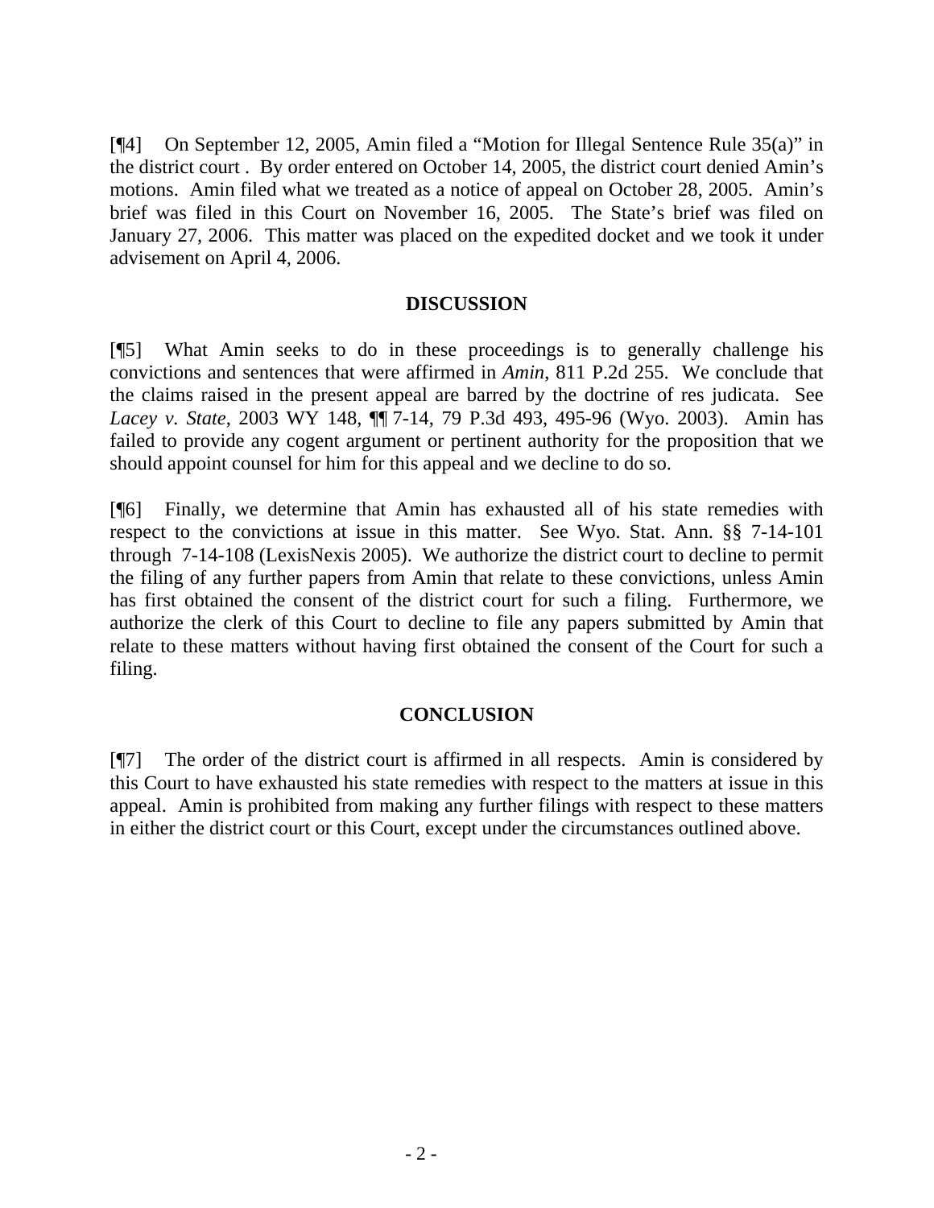[¶4] On September 12, 2005, Amin filed a "Motion for Illegal Sentence Rule 35(a)" in the district court . By order entered on October 14, 2005, the district court denied Amin's motions. Amin filed what we treated as a notice of appeal on October 28, 2005. Amin's brief was filed in this Court on November 16, 2005. The State's brief was filed on January 27, 2006. This matter was placed on the expedited docket and we took it under advisement on April 4, 2006.

## DISCUSSION

[¶5] What Amin seeks to do in these proceedings is to generally challenge his convictions and sentences that were affirmed in *Amin*, 811 P.2d 255. We conclude that the claims raised in the present appeal are barred by the doctrine of res judicata. See *Lacey v. State*, 2003 WY 148, ¶¶ 7-14, 79 P.3d 493, 495-96 (Wyo. 2003). Amin has failed to provide any cogent argument or pertinent authority for the proposition that we should appoint counsel for him for this appeal and we decline to do so.

[¶6] Finally, we determine that Amin has exhausted all of his state remedies with respect to the convictions at issue in this matter. See Wyo. Stat. Ann. §§ 7-14-101 through 7-14-108 (LexisNexis 2005). We authorize the district court to decline to permit the filing of any further papers from Amin that relate to these convictions, unless Amin has first obtained the consent of the district court for such a filing. Furthermore, we authorize the clerk of this Court to decline to file any papers submitted by Amin that relate to these matters without having first obtained the consent of the Court for such a filing.

## CONCLUSION

[¶7] The order of the district court is affirmed in all respects. Amin is considered by this Court to have exhausted his state remedies with respect to the matters at issue in this appeal. Amin is prohibited from making any further filings with respect to these matters in either the district court or this Court, except under the circumstances outlined above.